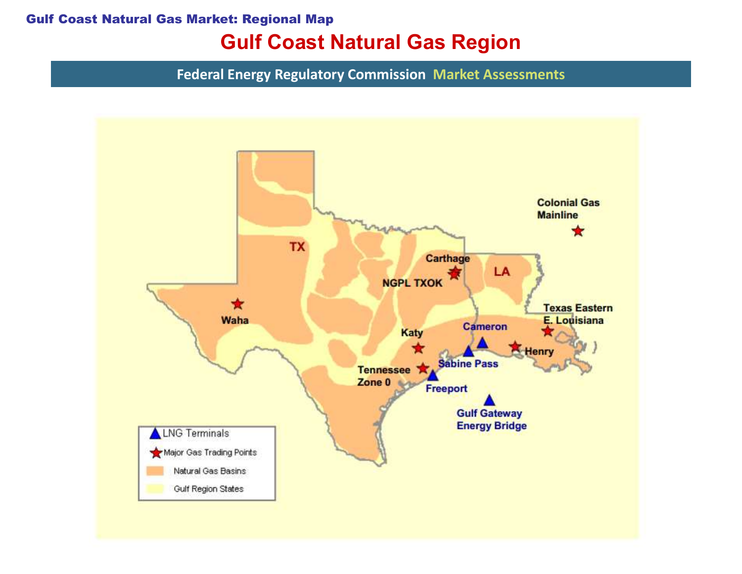**Gulf Coast Natural Gas Market: Regional Map**

# Gulf Coast Natural Gas Region

Federal Energy Regulatory Commission Market Assessments

TX

LA

Colonial Gas Mainline

Carthage

NGPL TXOK

Waha

Texas Eastern E. Louisiana

Cameron

Katy

Henry

Sabine Pass

Tennessee Zone 0

Freeport

Gulf Gateway Energy Bridge

LNG Terminals

Major Gas Trading Points

Natural Gas Basins

Gulf Region States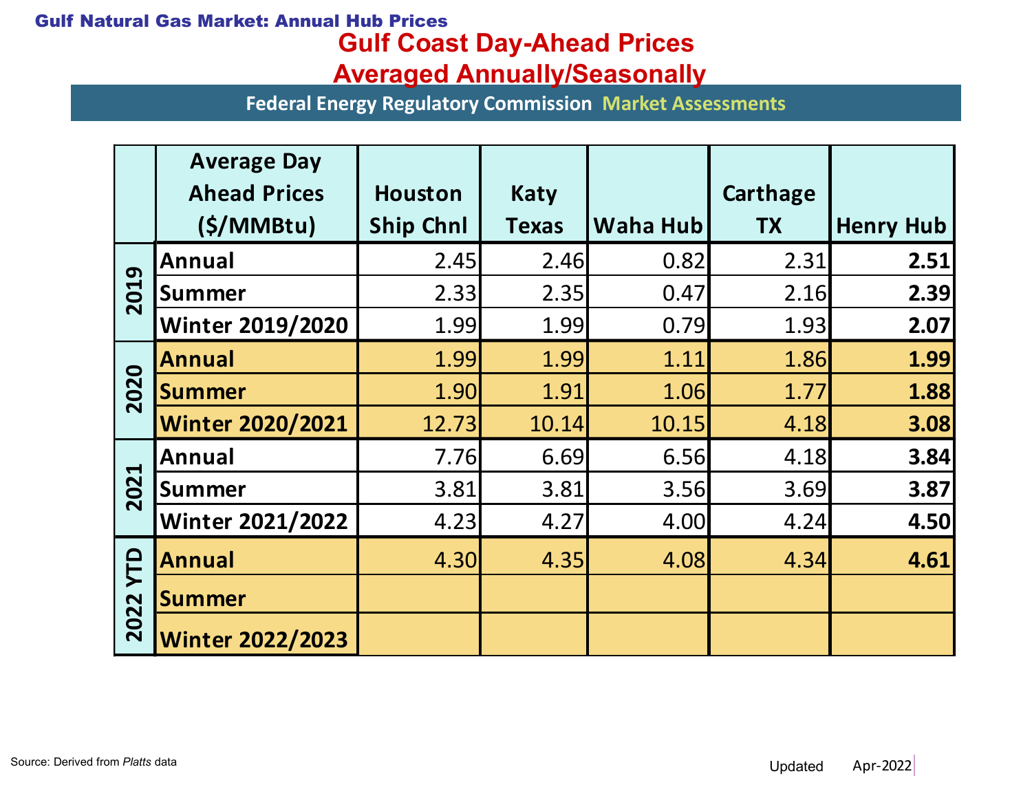Gulf Natural Gas Market: Annual Hub Prices

# Gulf Coast Day-Ahead Prices
# Averaged Annually/Seasonally

Federal Energy Regulatory Commission Market Assessments

| | Average Day Ahead Prices ($/MMBtu) | Houston Ship Chnl | Katy Texas | Waha Hub | Carthage TX | Henry Hub |
|---|---|---|---|---|---|---|
| 2019 | Annual | 2.45 | 2.46 | 0.82 | 2.31 | **2.51** |
| | Summer | 2.33 | 2.35 | 0.47 | 2.16 | **2.39** |
| | Winter 2019/2020 | 1.99 | 1.99 | 0.79 | 1.93 | **2.07** |
| 2020 | Annual | 1.99 | 1.99 | 1.11 | 1.86 | **1.99** |
| | Summer | 1.90 | 1.91 | 1.06 | 1.77 | **1.88** |
| | Winter 2020/2021 | 12.73 | 10.14 | 10.15 | 4.18 | **3.08** |
| 2021 | Annual | 7.76 | 6.69 | 6.56 | 4.18 | **3.84** |
| | Summer | 3.81 | 3.81 | 3.56 | 3.69 | **3.87** |
| | Winter 2021/2022 | 4.23 | 4.27 | 4.00 | 4.24 | **4.50** |
| 2022 YTD | Annual | 4.30 | 4.35 | 4.08 | 4.34 | **4.61** |
| | Summer | | | | | |
| | Winter 2022/2023 | | | | | |

Source: Derived from *Platts* data

Updated Apr-2022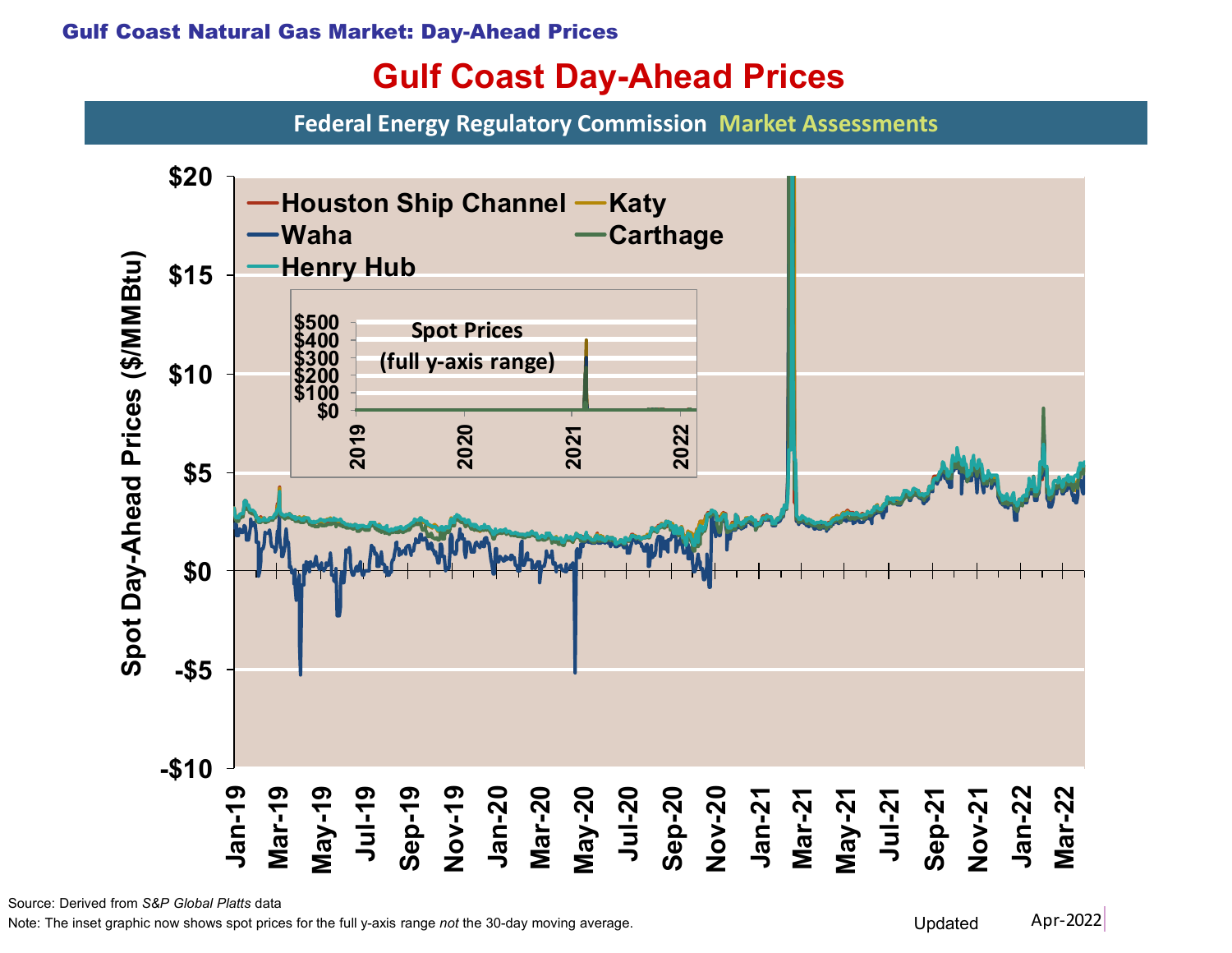# Gulf Coast Natural Gas Market: Day-Ahead Prices

## Gulf Coast Day-Ahead Prices

Federal Energy Regulatory Commission Market Assessments

Source: Derived from *S&P Global Platts* data

Note: The inset graphic now shows spot prices for the full y-axis range *not* the 30-day moving average.

Updated Apr-2022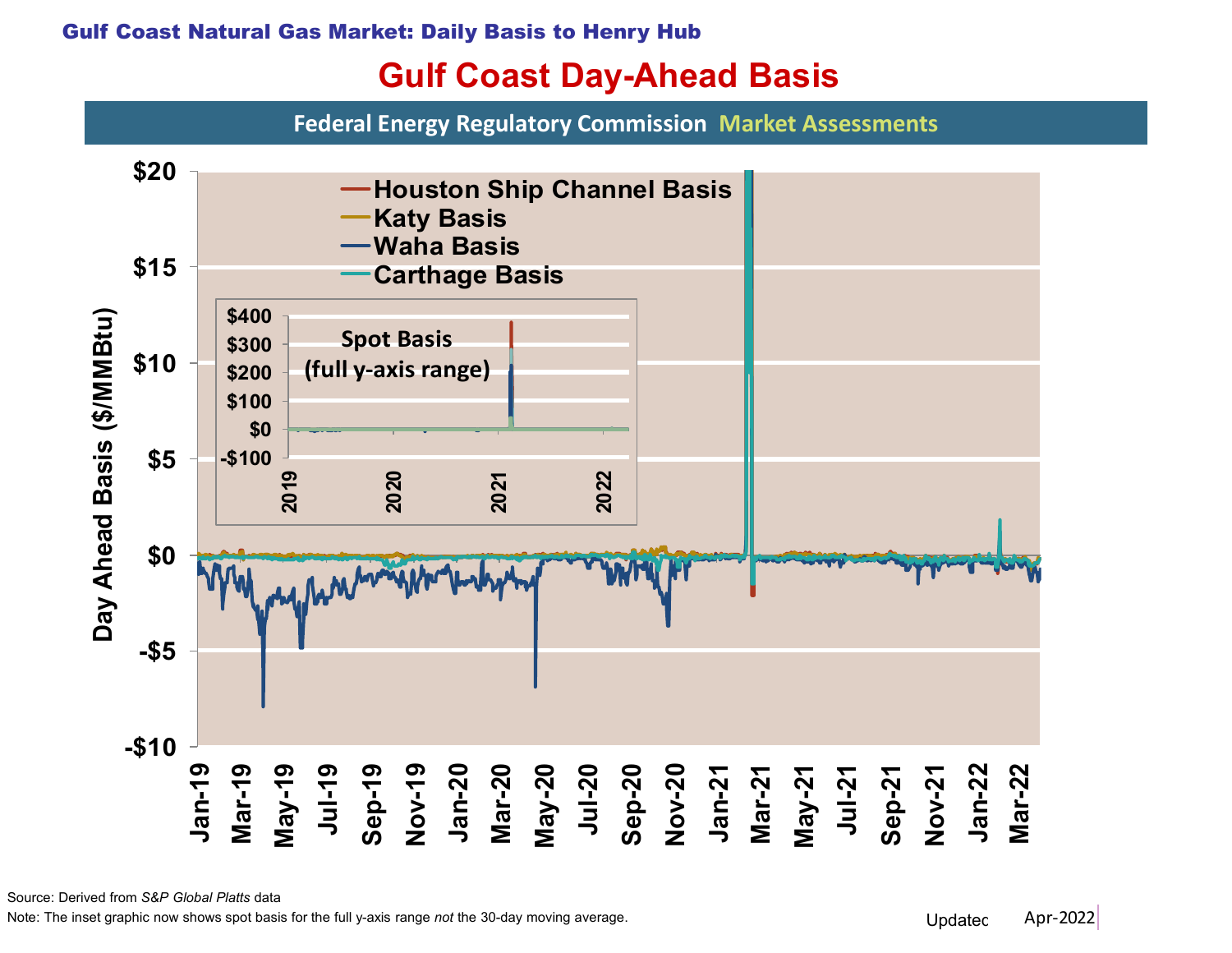# Gulf Coast Natural Gas Market: Daily Basis to Henry Hub

## Gulf Coast Day-Ahead Basis

Federal Energy Regulatory Commission Market Assessments

Source: Derived from *S&P Global Platts* data

Note: The inset graphic now shows spot basis for the full y-axis range *not* the 30-day moving average.

Updated Apr-2022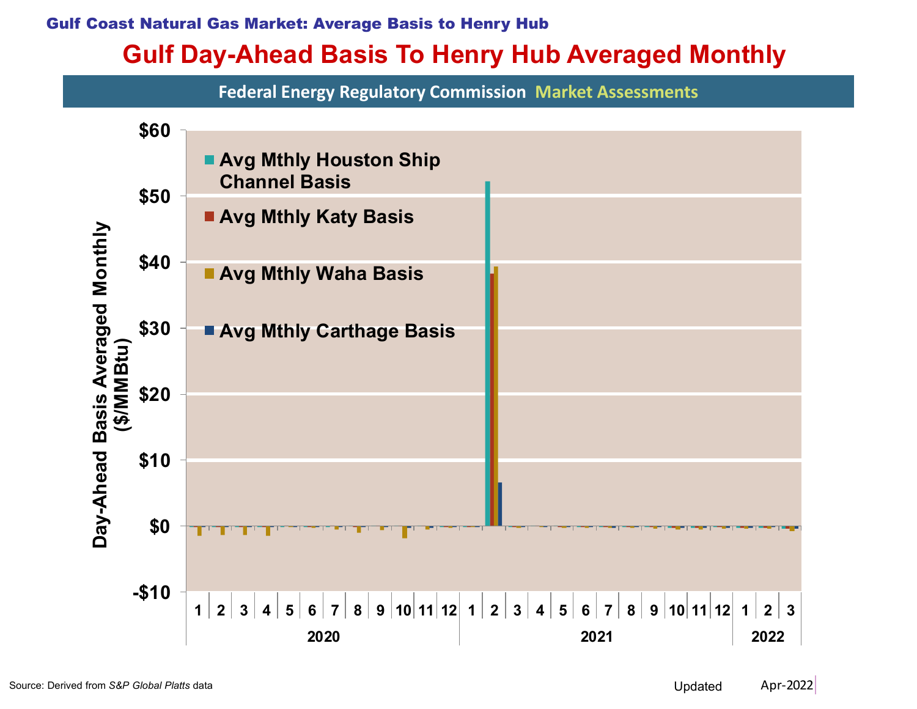**Gulf Coast Natural Gas Market: Average Basis to Henry Hub**

# Gulf Day-Ahead Basis To Henry Hub Averaged Monthly

Federal Energy Regulatory Commission Market Assessments

Day-Ahead Basis Averaged Monthly ($/MMBtu)

$60
$50
$40
$30
$20
$10
$0
-$10

- Avg Mthly Houston Ship Channel Basis
- Avg Mthly Katy Basis
- Avg Mthly Waha Basis
- Avg Mthly Carthage Basis

1 2 3 4 5 6 7 8 9 10 11 12 | 1 2 3 4 5 6 7 8 9 10 11 12 | 1 2 3

2020 | 2021 | 2022

Source: Derived from *S&P Global Platts* data

Updated Apr-2022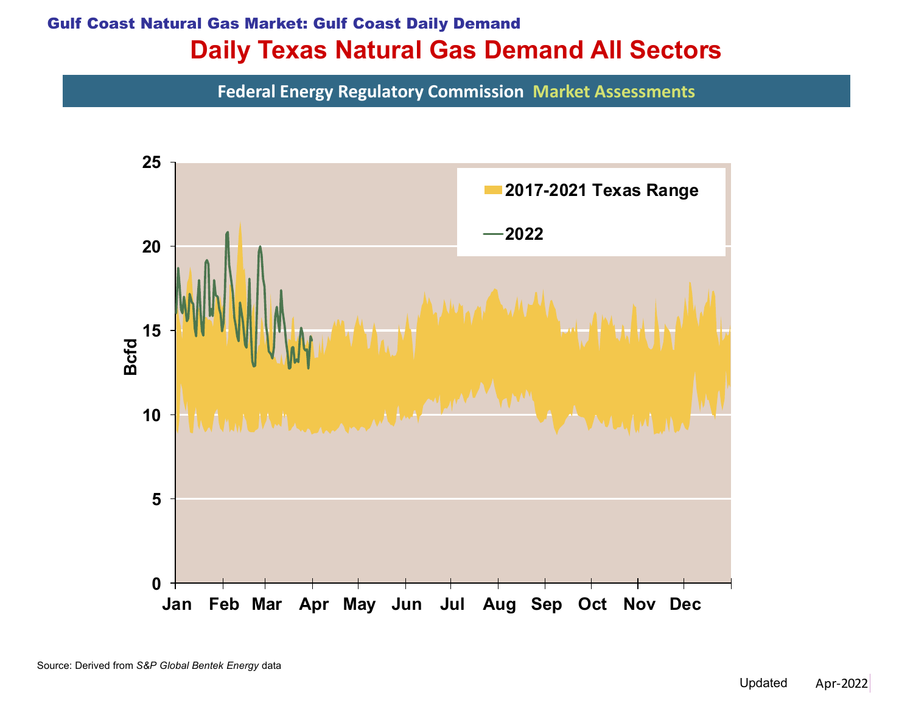**Gulf Coast Natural Gas Market: Gulf Coast Daily Demand**

# Daily Texas Natural Gas Demand All Sectors

Federal Energy Regulatory Commission Market Assessments

Source: Derived from *S&P Global Bentek Energy* data

Updated Apr-2022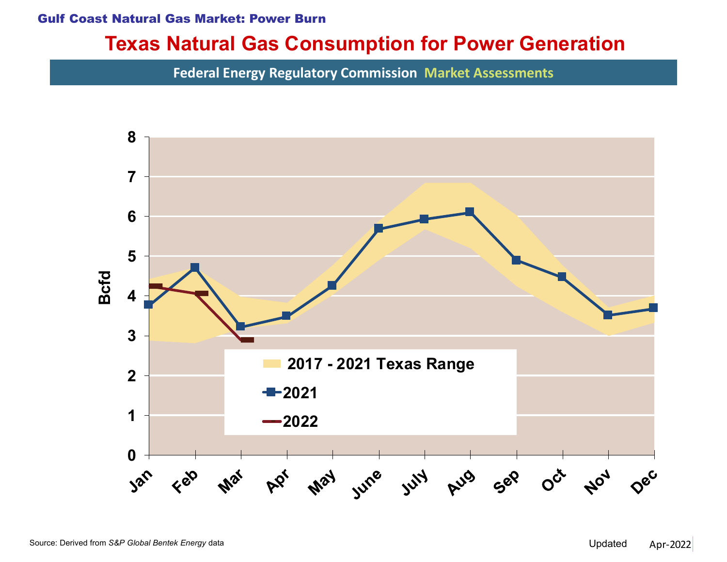Gulf Coast Natural Gas Market: Power Burn

# Texas Natural Gas Consumption for Power Generation

Federal Energy Regulatory Commission Market Assessments

Bcfd

8
7
6
5
4
3
2
1
0

Jan Feb Mar Apr May June July Aug Sep Oct Nov Dec

2017 - 2021 Texas Range
2021
2022

Source: Derived from *S&P Global Bentek Energy* data

Updated Apr-2022